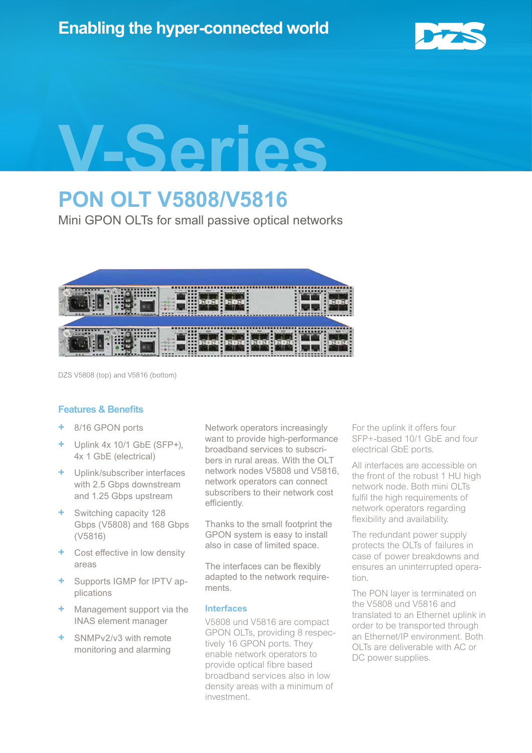Enabling the hyper-connected world

# V-Series

## PON OLT V5808/V5816

Mini GPON OLTs for small passive optical networks

DZS V5808 (top) and V5816 (bottom)

### Features & Benefits

- 8/16 GPON ports
- Uplink 4x 10/1 GbE (SFP+), 4x 1 GbE (electrical)
- Uplink/subscriber interfaces with 2.5 Gbps downstream and 1.25 Gbps upstream
- Switching capacity 128 Gbps (V5808) and 168 Gbps (V5816)
- Cost effective in low density areas
- Supports IGMP for IPTV applications
- Management support via the INAS element manager
- SNMPv2/v3 with remote monitoring and alarming

Network operators increasingly want to provide high-performance broadband services to subscribers in rural areas. With the OLT network nodes V5808 und V5816, network operators can connect subscribers to their network cost efficiently.

Thanks to the small footprint the GPON system is easy to install also in case of limited space.

The interfaces can be flexibly adapted to the network requirements.

### Interfaces

V5808 und V5816 are compact GPON OLTs, providing 8 respectively 16 GPON ports. They enable network operators to provide optical fibre based broadband services also in low density areas with a minimum of investment.

For the uplink it offers four SFP+-based 10/1 GbE and four electrical GbE ports.

All interfaces are accessible on the front of the robust 1 HU high network node. Both mini OLTs fulfil the high requirements of network operators regarding flexibility and availability.

The redundant power supply protects the OLTs of failures in case of power breakdowns and ensures an uninterrupted operation.

The PON layer is terminated on the V5808 und V5816 and translated to an Ethernet uplink in order to be transported through an Ethernet/IP environment. Both OLTs are deliverable with AC or DC power supplies.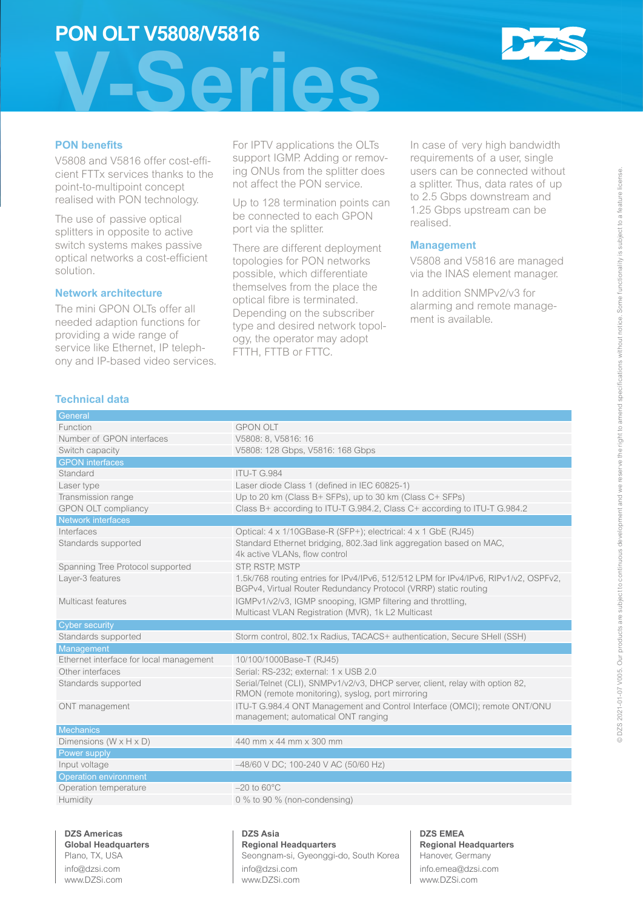# PON OLT V5808/V5816

# V-Series

## PON benefits

V5808 and V5816 offer cost-efficient FTTx services thanks to the point-to-multipoint concept realised with PON technology.

The use of passive optical splitters in opposite to active switch systems makes passive optical networks a cost-efficient solution.

## Network architecture

The mini GPON OLTs offer all needed adaption functions for providing a wide range of service like Ethernet, IP telephony and IP-based video services.

For IPTV applications the OLTs support IGMP. Adding or removing ONUs from the splitter does not affect the PON service.

Up to 128 termination points can be connected to each GPON port via the splitter.

There are different deployment topologies for PON networks possible, which differentiate themselves from the place the optical fibre is terminated. Depending on the subscriber type and desired network topology, the operator may adopt FTTH, FTTB or FTTC.

In case of very high bandwidth requirements of a user, single users can be connected without a splitter. Thus, data rates of up to 2.5 Gbps downstream and 1.25 Gbps upstream can be realised.

## Management

V5808 and V5816 are managed via the INAS element manager.

In addition SNMPv2/v3 for alarming and remote management is available.

## Technical data

| | |
|---|---|
| **General** | |
| Function | GPON OLT |
| Number of GPON interfaces | V5808: 8, V5816: 16 |
| Switch capacity | V5808: 128 Gbps, V5816: 168 Gbps |
| **GPON interfaces** | |
| Standard | ITU-T G.984 |
| Laser type | Laser diode Class 1 (defined in IEC 60825-1) |
| Transmission range | Up to 20 km (Class B+ SFPs), up to 30 km (Class C+ SFPs) |
| GPON OLT compliancy | Class B+ according to ITU-T G.984.2, Class C+ according to ITU-T G.984.2 |
| **Network interfaces** | |
| Interfaces | Optical: 4 x 1/10GBase-R (SFP+); electrical: 4 x 1 GbE (RJ45) |
| Standards supported | Standard Ethernet bridging, 802.3ad link aggregation based on MAC, 4k active VLANs, flow control |
| Spanning Tree Protocol supported | STP, RSTP, MSTP |
| Layer-3 features | 1.5k/768 routing entries for IPv4/IPv6, 512/512 LPM for IPv4/IPv6, RIPv1/v2, OSPFv2, BGPv4, Virtual Router Redundancy Protocol (VRRP) static routing |
| Multicast features | IGMPv1/v2/v3, IGMP snooping, IGMP filtering and throttling, Multicast VLAN Registration (MVR), 1k L2 Multicast |
| **Cyber security** | |
| Standards supported | Storm control, 802.1x Radius, TACACS+ authentication, Secure SHell (SSH) |
| **Management** | |
| Ethernet interface for local management | 10/100/1000Base-T (RJ45) |
| Other interfaces | Serial: RS-232; external: 1 x USB 2.0 |
| Standards supported | Serial/Telnet (CLI), SNMPv1/v2/v3, DHCP server, client, relay with option 82, RMON (remote monitoring), syslog, port mirroring |
| ONT management | ITU-T G.984.4 ONT Management and Control Interface (OMCI); remote ONT/ONU management; automatical ONT ranging |
| **Mechanics** | |
| Dimensions (W x H x D) | 440 mm x 44 mm x 300 mm |
| **Power supply** | |
| Input voltage | –48/60 V DC; 100-240 V AC (50/60 Hz) |
| **Operation environment** | |
| Operation temperature | –20 to 60°C |
| Humidity | 0 % to 90 % (non-condensing) |

**DZS Americas**
**Global Headquarters**
Plano, TX, USA
info@dzsi.com
www.DZSi.com

**DZS Asia**
**Regional Headquarters**
Seongnam-si, Gyeonggi-do, South Korea
info@dzsi.com
www.DZSi.com

**DZS EMEA**
**Regional Headquarters**
Hanover, Germany
info.emea@dzsi.com
www.DZSi.com

© DZS 2021-01-07 V005. Our products are subject to continuous development and we reserve the right to amend specifications without notice. Some functionality is subject to a feature license.